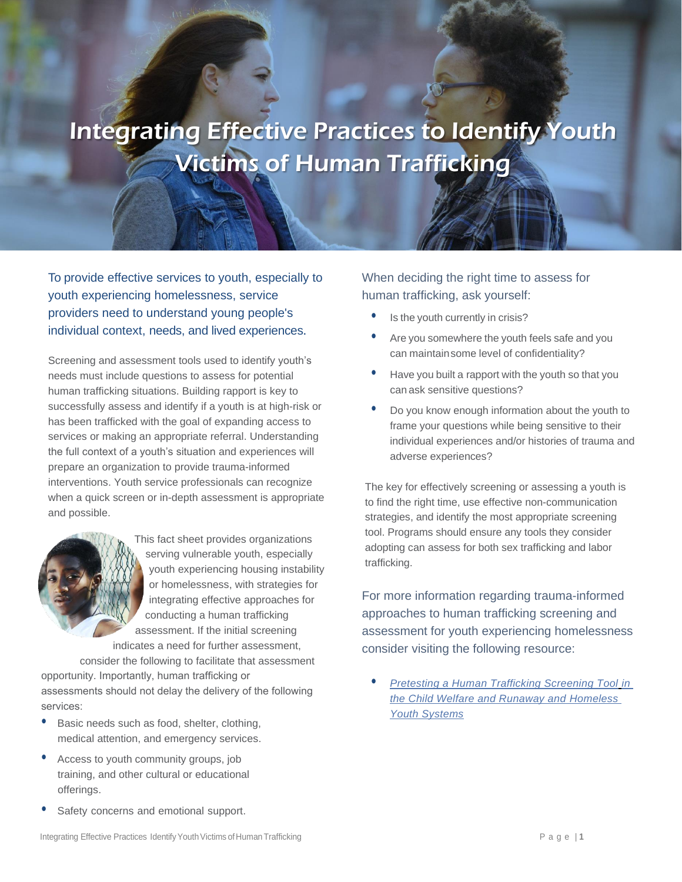# Integrating Effective Practices to Identify Youth Victims of Human Trafficking

To provide effective services to youth, especially to youth experiencing homelessness, service providers need to understand young people's individual context, needs, and lived experiences.

Screening and assessment tools used to identify youth's needs must include questions to assess for potential human trafficking situations. Building rapport is key to successfully assess and identify if a youth is at high-risk or has been trafficked with the goal of expanding access to services or making an appropriate referral. Understanding the full context of a youth's situation and experiences will prepare an organization to provide trauma-informed interventions. Youth service professionals can recognize when a quick screen or in-depth assessment is appropriate and possible.

This fact sheet provides organizations serving vulnerable youth, especially youth experiencing housing instability or homelessness, with strategies for integrating effective approaches for conducting a human trafficking assessment. If the initial screening indicates a need for further assessment, consider the following to facilitate that assessment opportunity. Importantly, human trafficking or assessments should not delay the delivery of the following services:

- Basic needs such as food, shelter, clothing, medical attention, and emergency services.
- Access to youth community groups, job training, and other cultural or educational offerings.
- Safety concerns and emotional support.

When deciding the right time to assess for human trafficking, ask yourself:

- Is the youth currently in crisis?
- Are you somewhere the youth feels safe and you can maintain some level of confidentiality?
- Have you built a rapport with the youth so that you can ask sensitive questions?
- Do you know enough information about the youth to frame your questions while being sensitive to their individual experiences and/or histories of trauma and adverse experiences?

The key for effectively screening or assessing a youth is to find the right time, use effective non-communication strategies, and identify the most appropriate screening tool. Programs should ensure any tools they consider adopting can assess for both sex trafficking and labor trafficking.

For more information regarding trauma-informed approaches to human trafficking screening and assessment for youth experiencing homelessness consider visiting the following resource:

- *Pretesting a Human Trafficking Screening Tool in the Child Welfare and Runaway and Homeless Youth Systems*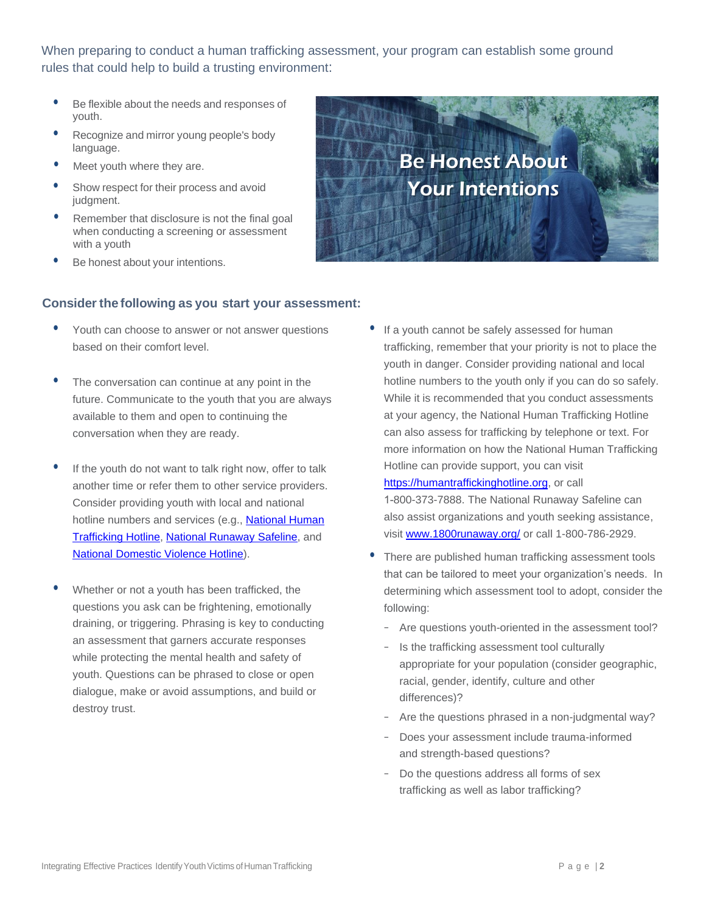When preparing to conduct a human trafficking assessment, your program can establish some ground rules that could help to build a trusting environment:

- Be flexible about the needs and responses of youth.
- Recognize and mirror young people's body language.
- Meet youth where they are.
- Show respect for their process and avoid judgment.
- Remember that disclosure is not the final goal when conducting a screening or assessment with a youth
- Be honest about your intentions.

Be Honest About Your Intentions

### Consider the following as you start your assessment:

- Youth can choose to answer or not answer questions based on their comfort level.
- The conversation can continue at any point in the future. Communicate to the youth that you are always available to them and open to continuing the conversation when they are ready.
- If the youth do not want to talk right now, offer to talk another time or refer them to other service providers. Consider providing youth with local and national hotline numbers and services (e.g., National Human Trafficking Hotline, National Runaway Safeline, and National Domestic Violence Hotline).
- Whether or not a youth has been trafficked, the questions you ask can be frightening, emotionally draining, or triggering. Phrasing is key to conducting an assessment that garners accurate responses while protecting the mental health and safety of youth. Questions can be phrased to close or open dialogue, make or avoid assumptions, and build or destroy trust.
- If a youth cannot be safely assessed for human trafficking, remember that your priority is not to place the youth in danger. Consider providing national and local hotline numbers to the youth only if you can do so safely. While it is recommended that you conduct assessments at your agency, the National Human Trafficking Hotline can also assess for trafficking by telephone or text. For more information on how the National Human Trafficking Hotline can provide support, you can visit https://humantraffickinghotline.org, or call 1-800-373-7888. The National Runaway Safeline can also assist organizations and youth seeking assistance, visit www.1800runaway.org/ or call 1-800-786-2929.
- There are published human trafficking assessment tools that can be tailored to meet your organization's needs. In determining which assessment tool to adopt, consider the following:
  - Are questions youth-oriented in the assessment tool?
  - Is the trafficking assessment tool culturally appropriate for your population (consider geographic, racial, gender, identify, culture and other differences)?
  - Are the questions phrased in a non-judgmental way?
  - Does your assessment include trauma-informed and strength-based questions?
  - Do the questions address all forms of sex trafficking as well as labor trafficking?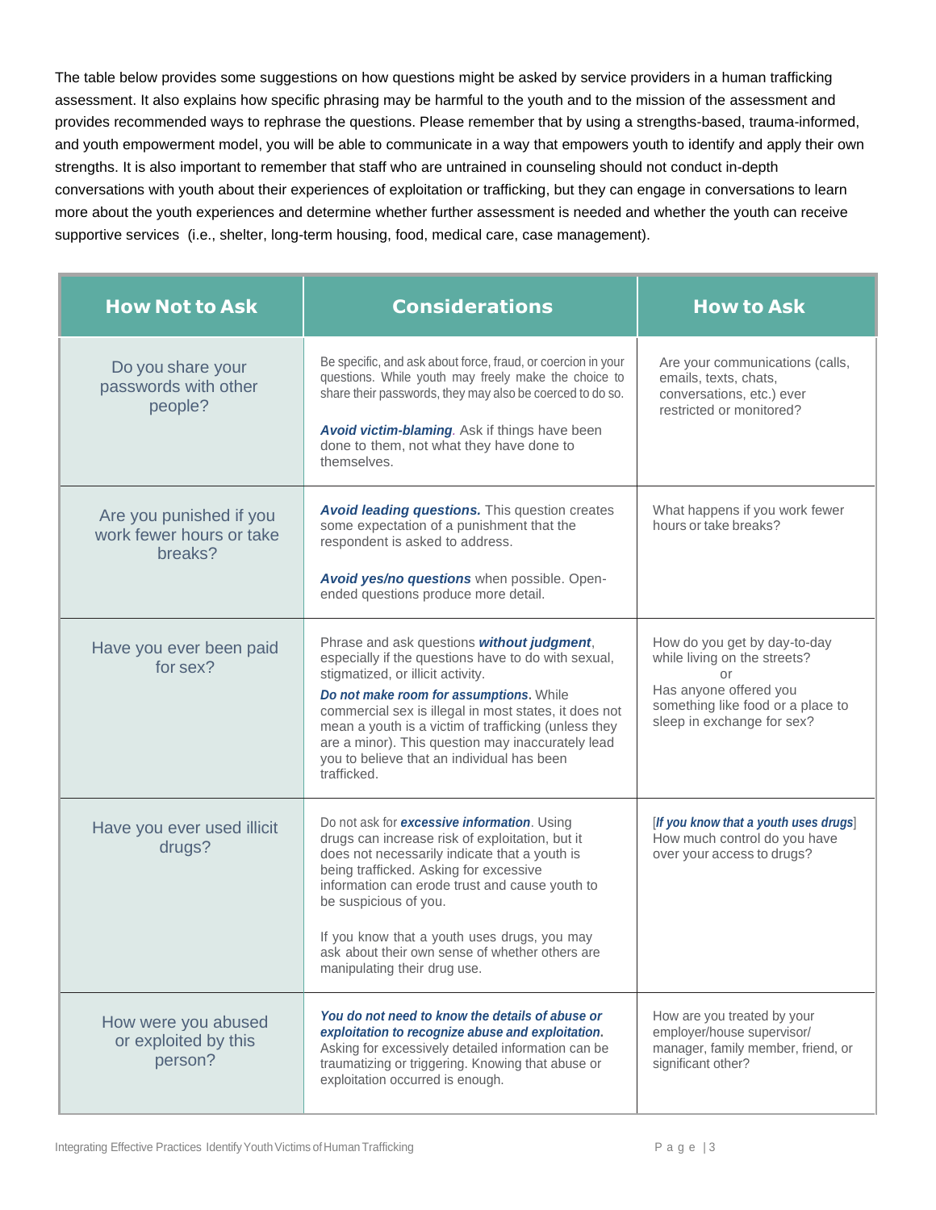The table below provides some suggestions on how questions might be asked by service providers in a human trafficking assessment. It also explains how specific phrasing may be harmful to the youth and to the mission of the assessment and provides recommended ways to rephrase the questions. Please remember that by using a strengths-based, trauma-informed, and youth empowerment model, you will be able to communicate in a way that empowers youth to identify and apply their own strengths. It is also important to remember that staff who are untrained in counseling should not conduct in-depth conversations with youth about their experiences of exploitation or trafficking, but they can engage in conversations to learn more about the youth experiences and determine whether further assessment is needed and whether the youth can receive supportive services (i.e., shelter, long-term housing, food, medical care, case management).

| How Not to Ask | Considerations | How to Ask |
|---|---|---|
| Do you share your passwords with other people? | Be specific, and ask about force, fraud, or coercion in your questions. While youth may freely make the choice to share their passwords, they may also be coerced to do so.<br><br>***Avoid victim-blaming***. Ask if things have been done to them, not what they have done to themselves. | Are your communications (calls, emails, texts, chats, conversations, etc.) ever restricted or monitored? |
| Are you punished if you work fewer hours or take breaks? | ***Avoid leading questions.*** This question creates some expectation of a punishment that the respondent is asked to address.<br><br>***Avoid yes/no questions*** when possible. Open-ended questions produce more detail. | What happens if you work fewer hours or take breaks? |
| Have you ever been paid for sex? | Phrase and ask questions ***without judgment***, especially if the questions have to do with sexual, stigmatized, or illicit activity.<br>***Do not make room for assumptions.*** While commercial sex is illegal in most states, it does not mean a youth is a victim of trafficking (unless they are a minor). This question may inaccurately lead you to believe that an individual has been trafficked. | How do you get by day-to-day while living on the streets?<br>or<br>Has anyone offered you something like food or a place to sleep in exchange for sex? |
| Have you ever used illicit drugs? | Do not ask for ***excessive information***. Using drugs can increase risk of exploitation, but it does not necessarily indicate that a youth is being trafficked. Asking for excessive information can erode trust and cause youth to be suspicious of you.<br><br>If you know that a youth uses drugs, you may ask about their own sense of whether others are manipulating their drug use. | [***If you know that a youth uses drugs***] How much control do you have over your access to drugs? |
| How were you abused or exploited by this person? | ***You do not need to know the details of abuse or exploitation to recognize abuse and exploitation.*** Asking for excessively detailed information can be traumatizing or triggering. Knowing that abuse or exploitation occurred is enough. | How are you treated by your employer/house supervisor/ manager, family member, friend, or significant other? |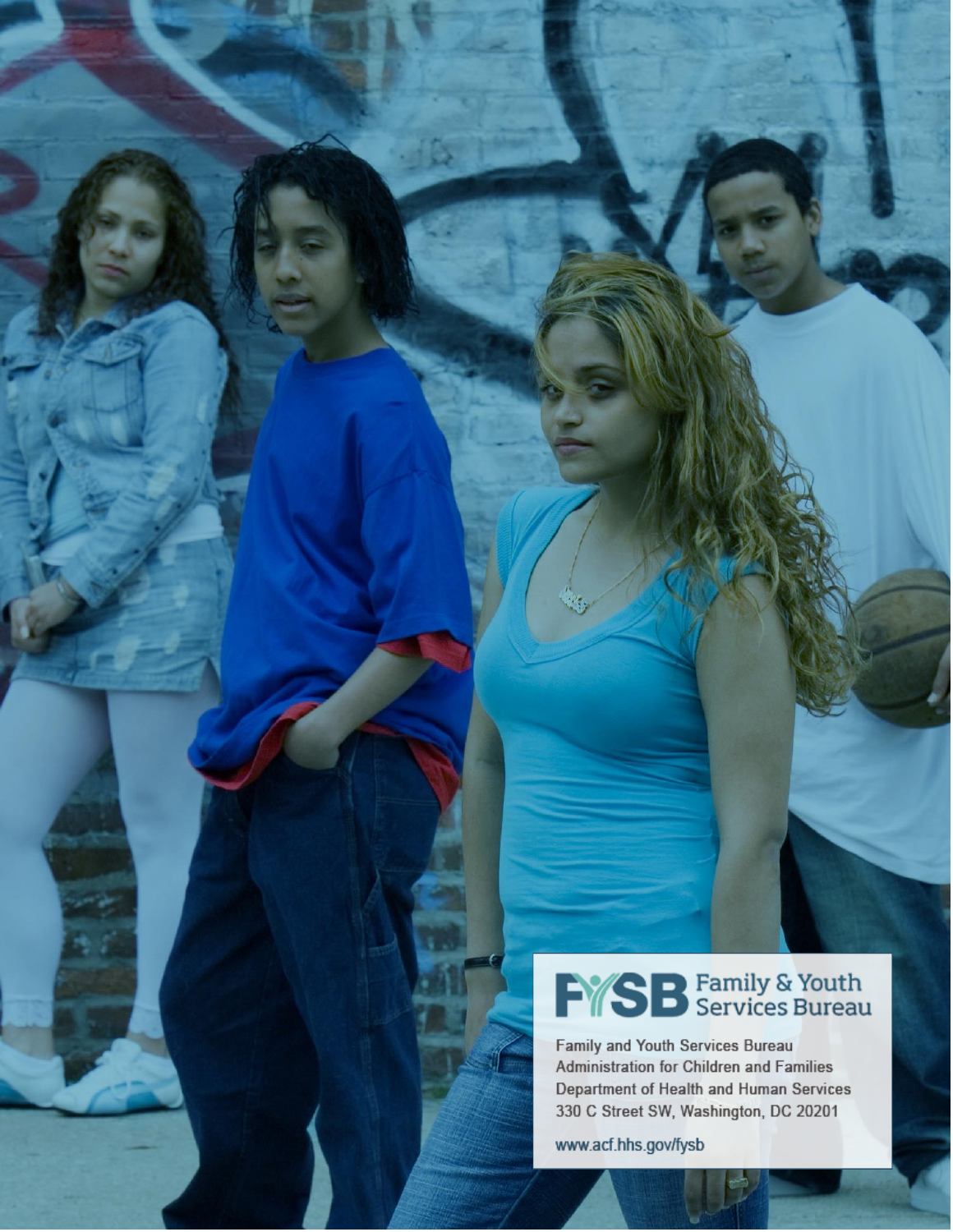FYSB Family & Youth Services Bureau

Family and Youth Services Bureau
Administration for Children and Families
Department of Health and Human Services
330 C Street SW, Washington, DC 20201

www.acf.hhs.gov/fysb